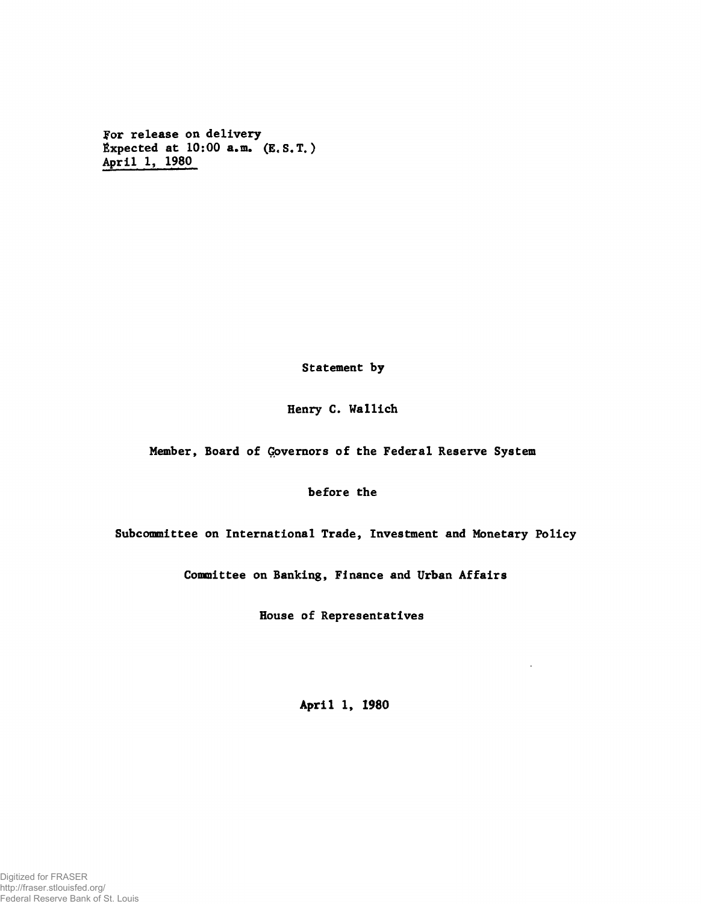For release on delivery
Expected at 10:00 a.m. (E.S.T.)
April 1, 1980

Statement by

Henry C. Wallich

Member, Board of Governors of the Federal Reserve System

before the

Subcommittee on International Trade, Investment and Monetary Policy

Committee on Banking, Finance and Urban Affairs

House of Representatives

April 1, 1980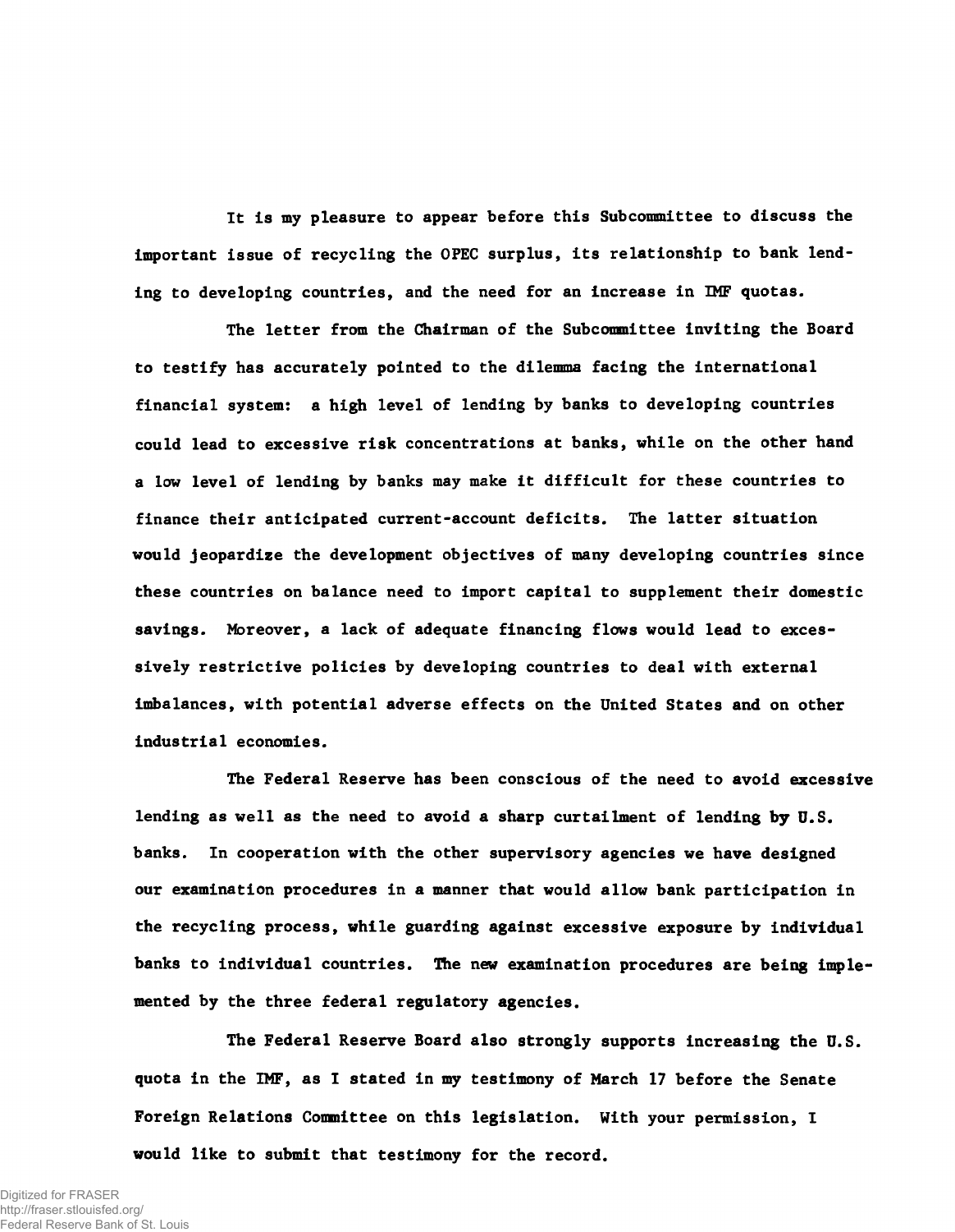It is my pleasure to appear before this Subcommittee to discuss the important issue of recycling the OPEC surplus, its relationship to bank lending to developing countries, and the need for an increase in IMF quotas.

The letter from the Chairman of the Subcommittee inviting the Board to testify has accurately pointed to the dilemma facing the international financial system: a high level of lending by banks to developing countries could lead to excessive risk concentrations at banks, while on the other hand a low level of lending by banks may make it difficult for these countries to finance their anticipated current-account deficits. The latter situation would jeopardize the development objectives of many developing countries since these countries on balance need to import capital to supplement their domestic savings. Moreover, a lack of adequate financing flows would lead to excessively restrictive policies by developing countries to deal with external imbalances, with potential adverse effects on the United States and on other industrial economies.

The Federal Reserve has been conscious of the need to avoid excessive lending as well as the need to avoid a sharp curtailment of lending by U.S. banks. In cooperation with the other supervisory agencies we have designed our examination procedures in a manner that would allow bank participation in the recycling process, while guarding against excessive exposure by individual banks to individual countries. The new examination procedures are being implemented by the three federal regulatory agencies.

The Federal Reserve Board also strongly supports increasing the U.S. quota in the IMF, as I stated in my testimony of March 17 before the Senate Foreign Relations Committee on this legislation. With your permission, I would like to submit that testimony for the record.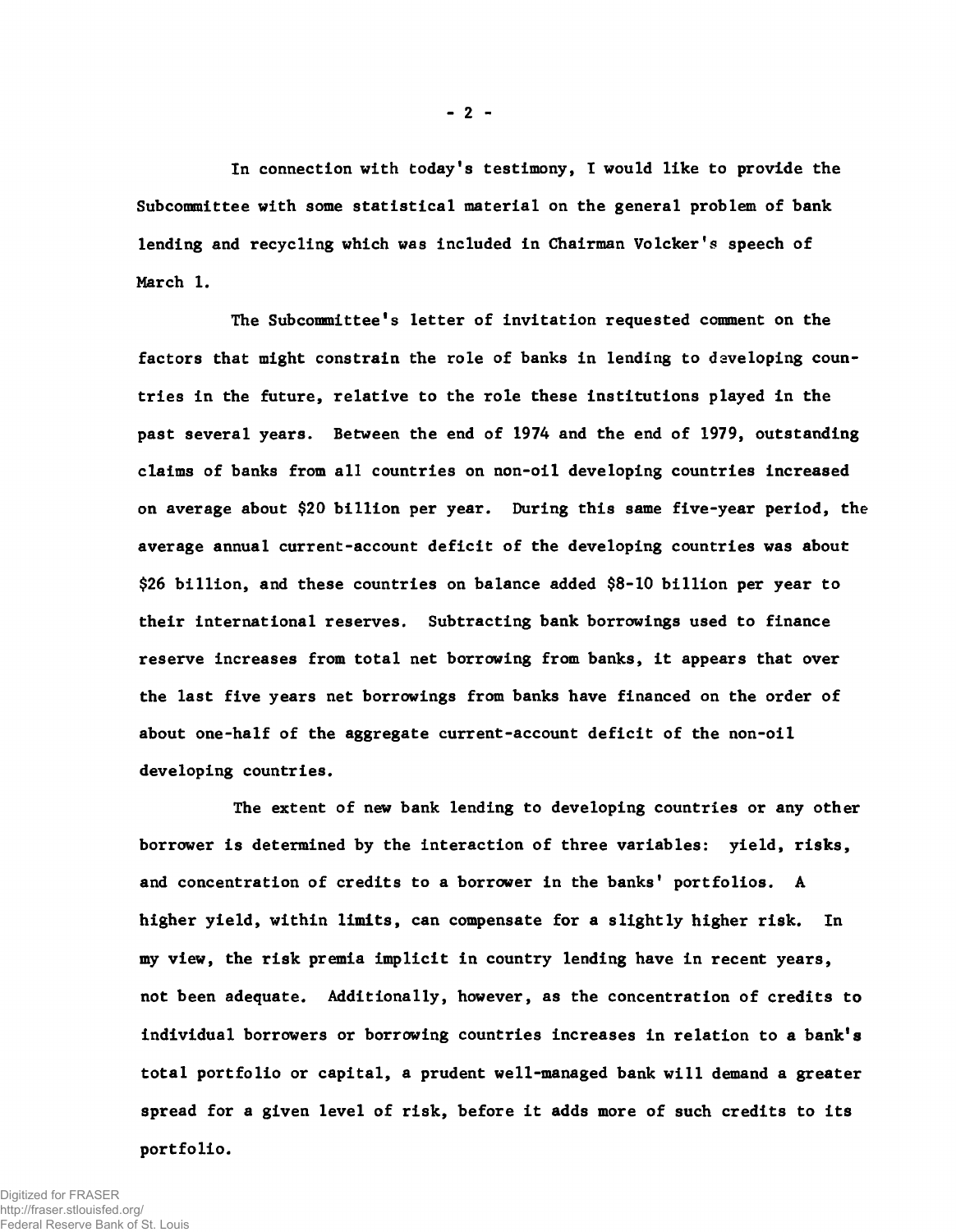In connection with today's testimony, I would like to provide the Subcommittee with some statistical material on the general problem of bank lending and recycling which was included in Chairman Volcker's speech of March 1.

The Subcommittee's letter of invitation requested comment on the factors that might constrain the role of banks in lending to developing countries in the future, relative to the role these institutions played in the past several years. Between the end of 1974 and the end of 1979, outstanding claims of banks from all countries on non-oil developing countries increased on average about $20 billion per year. During this same five-year period, the average annual current-account deficit of the developing countries was about $26 billion, and these countries on balance added $8-10 billion per year to their international reserves. Subtracting bank borrowings used to finance reserve increases from total net borrowing from banks, it appears that over the last five years net borrowings from banks have financed on the order of about one-half of the aggregate current-account deficit of the non-oil developing countries.

The extent of new bank lending to developing countries or any other borrower is determined by the interaction of three variables: yield, risks, and concentration of credits to a borrower in the banks' portfolios. A higher yield, within limits, can compensate for a slightly higher risk. In my view, the risk premia implicit in country lending have in recent years, not been adequate. Additionally, however, as the concentration of credits to individual borrowers or borrowing countries increases in relation to a bank's total portfolio or capital, a prudent well-managed bank will demand a greater spread for a given level of risk, before it adds more of such credits to its portfolio.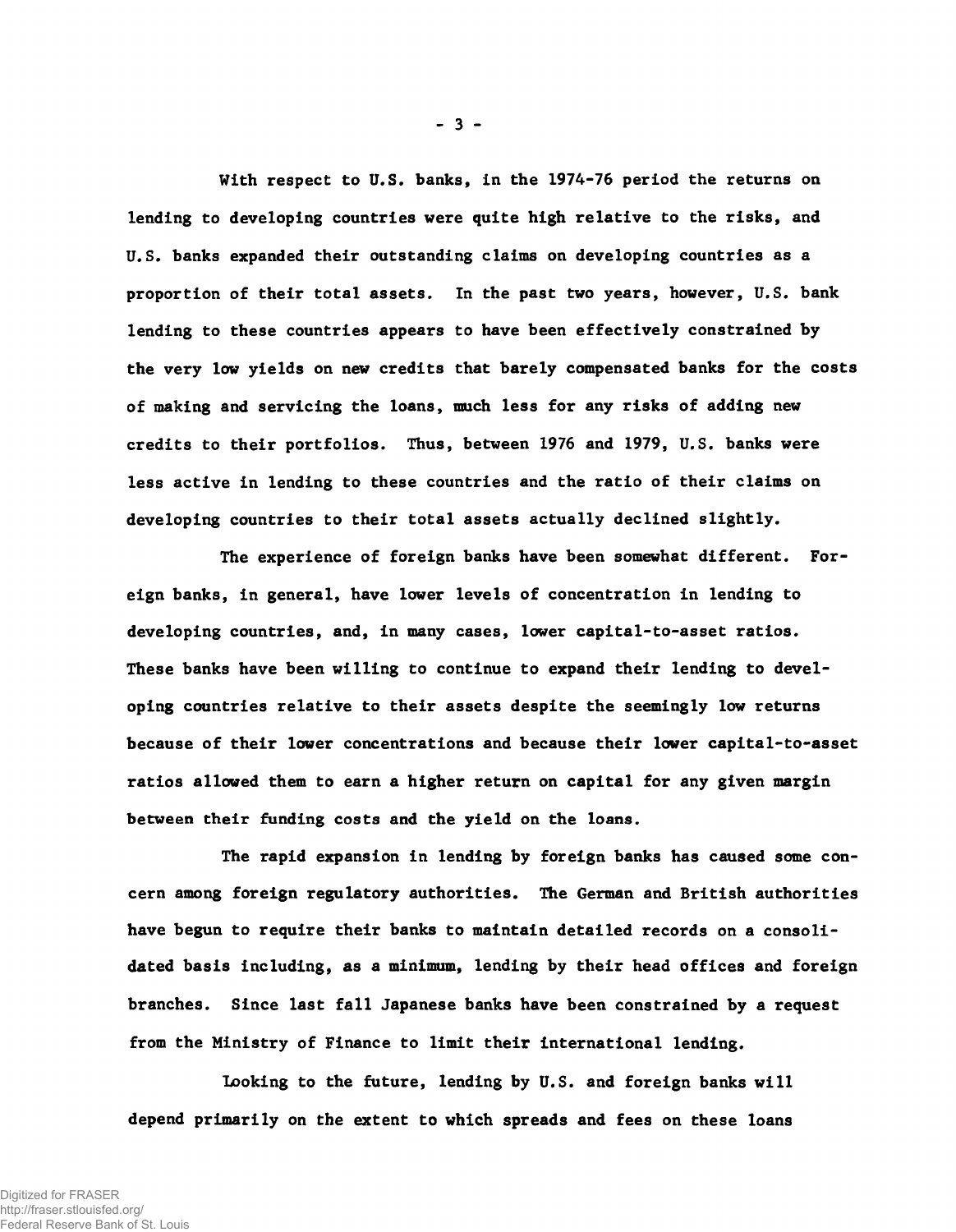With respect to U.S. banks, in the 1974-76 period the returns on lending to developing countries were quite high relative to the risks, and U.S. banks expanded their outstanding claims on developing countries as a proportion of their total assets. In the past two years, however, U.S. bank lending to these countries appears to have been effectively constrained by the very low yields on new credits that barely compensated banks for the costs of making and servicing the loans, much less for any risks of adding new credits to their portfolios. Thus, between 1976 and 1979, U.S. banks were less active in lending to these countries and the ratio of their claims on developing countries to their total assets actually declined slightly.

The experience of foreign banks have been somewhat different. Foreign banks, in general, have lower levels of concentration in lending to developing countries, and, in many cases, lower capital-to-asset ratios. These banks have been willing to continue to expand their lending to developing countries relative to their assets despite the seemingly low returns because of their lower concentrations and because their lower capital-to-asset ratios allowed them to earn a higher return on capital for any given margin between their funding costs and the yield on the loans.

The rapid expansion in lending by foreign banks has caused some concern among foreign regulatory authorities. The German and British authorities have begun to require their banks to maintain detailed records on a consolidated basis including, as a minimum, lending by their head offices and foreign branches. Since last fall Japanese banks have been constrained by a request from the Ministry of Finance to limit their international lending.

Looking to the future, lending by U.S. and foreign banks will depend primarily on the extent to which spreads and fees on these loans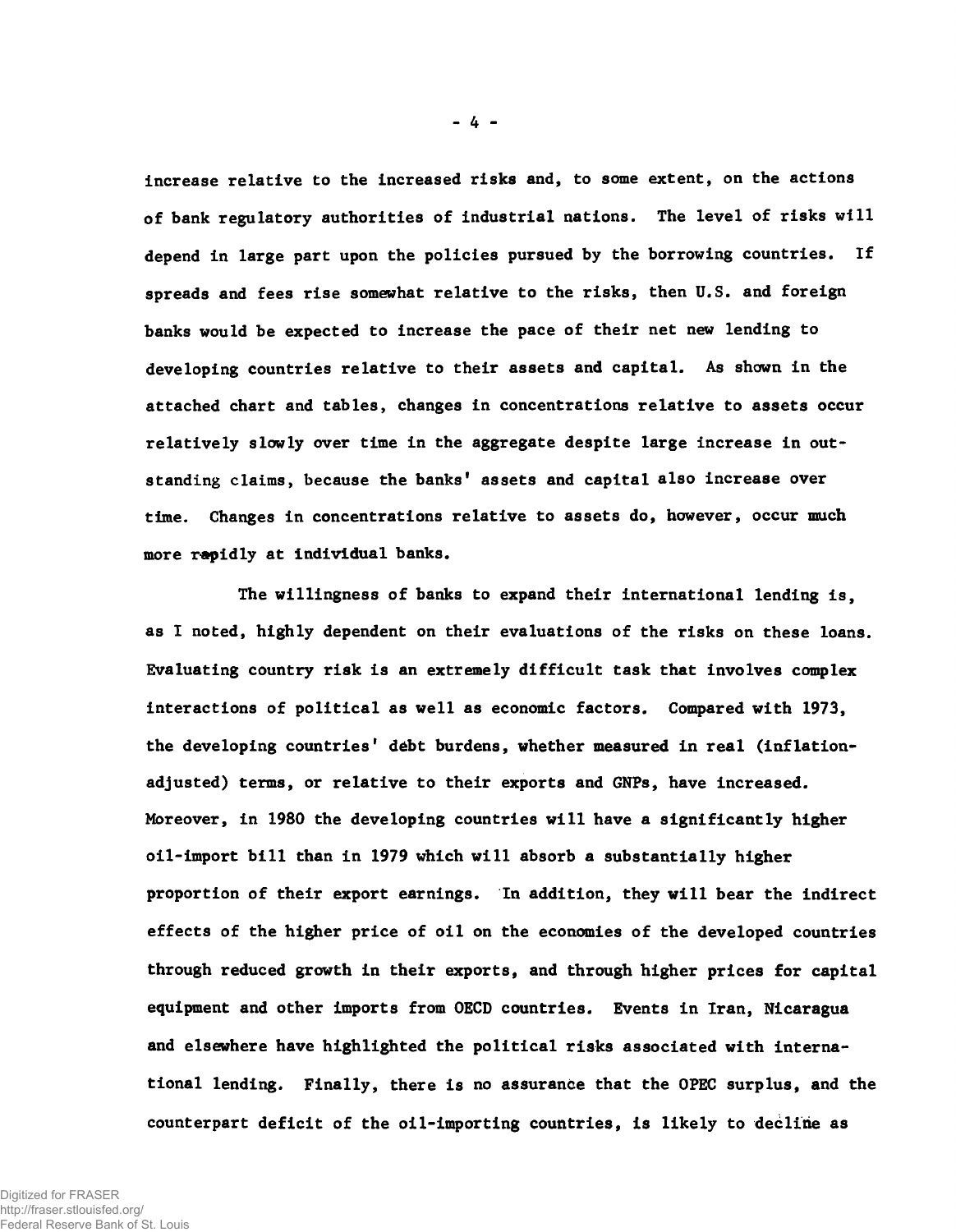increase relative to the increased risks and, to some extent, on the actions of bank regulatory authorities of industrial nations. The level of risks will depend in large part upon the policies pursued by the borrowing countries. If spreads and fees rise somewhat relative to the risks, then U.S. and foreign banks would be expected to increase the pace of their net new lending to developing countries relative to their assets and capital. As shown in the attached chart and tables, changes in concentrations relative to assets occur relatively slowly over time in the aggregate despite large increase in outstanding claims, because the banks' assets and capital also increase over time. Changes in concentrations relative to assets do, however, occur much more rapidly at individual banks.

The willingness of banks to expand their international lending is, as I noted, highly dependent on their evaluations of the risks on these loans. Evaluating country risk is an extremely difficult task that involves complex interactions of political as well as economic factors. Compared with 1973, the developing countries' debt burdens, whether measured in real (inflation-adjusted) terms, or relative to their exports and GNPs, have increased. Moreover, in 1980 the developing countries will have a significantly higher oil-import bill than in 1979 which will absorb a substantially higher proportion of their export earnings. In addition, they will bear the indirect effects of the higher price of oil on the economies of the developed countries through reduced growth in their exports, and through higher prices for capital equipment and other imports from OECD countries. Events in Iran, Nicaragua and elsewhere have highlighted the political risks associated with international lending. Finally, there is no assurance that the OPEC surplus, and the counterpart deficit of the oil-importing countries, is likely to decline as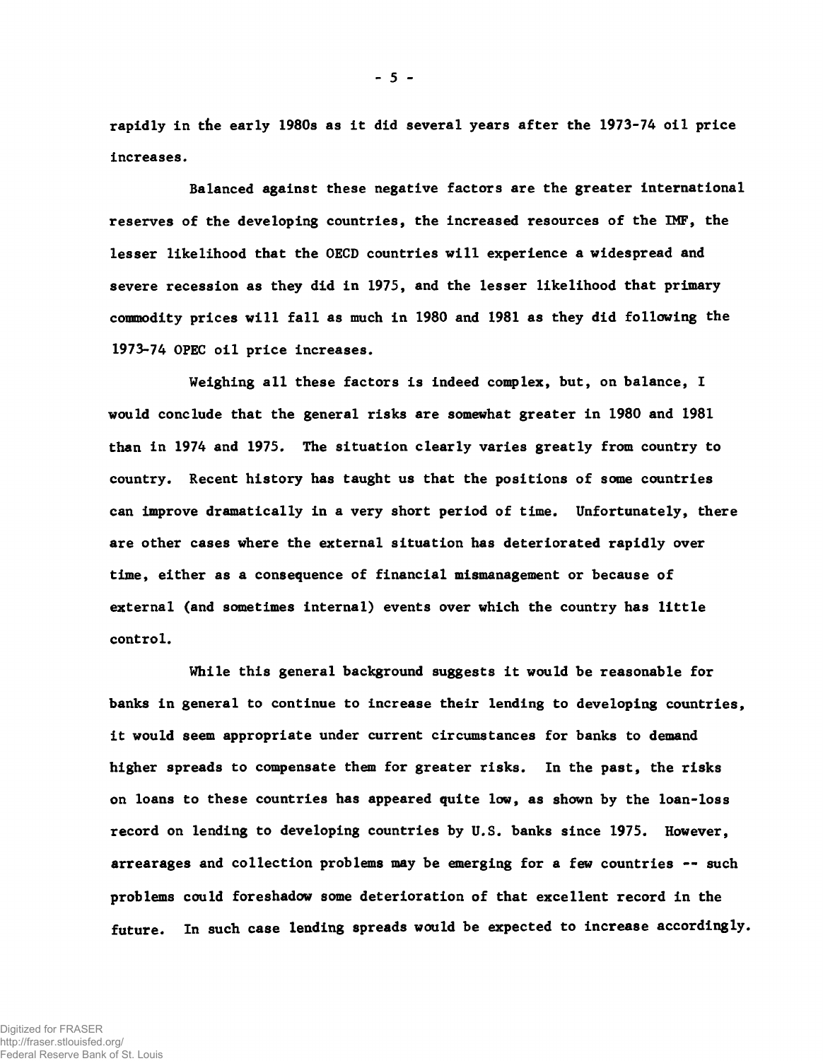rapidly in the early 1980s as it did several years after the 1973-74 oil price increases.

Balanced against these negative factors are the greater international reserves of the developing countries, the increased resources of the IMF, the lesser likelihood that the OECD countries will experience a widespread and severe recession as they did in 1975, and the lesser likelihood that primary commodity prices will fall as much in 1980 and 1981 as they did following the 1973-74 OPEC oil price increases.

Weighing all these factors is indeed complex, but, on balance, I would conclude that the general risks are somewhat greater in 1980 and 1981 than in 1974 and 1975. The situation clearly varies greatly from country to country. Recent history has taught us that the positions of some countries can improve dramatically in a very short period of time. Unfortunately, there are other cases where the external situation has deteriorated rapidly over time, either as a consequence of financial mismanagement or because of external (and sometimes internal) events over which the country has little control.

While this general background suggests it would be reasonable for banks in general to continue to increase their lending to developing countries, it would seem appropriate under current circumstances for banks to demand higher spreads to compensate them for greater risks. In the past, the risks on loans to these countries has appeared quite low, as shown by the loan-loss record on lending to developing countries by U.S. banks since 1975. However, arrearages and collection problems may be emerging for a few countries -- such problems could foreshadow some deterioration of that excellent record in the future. In such case lending spreads would be expected to increase accordingly.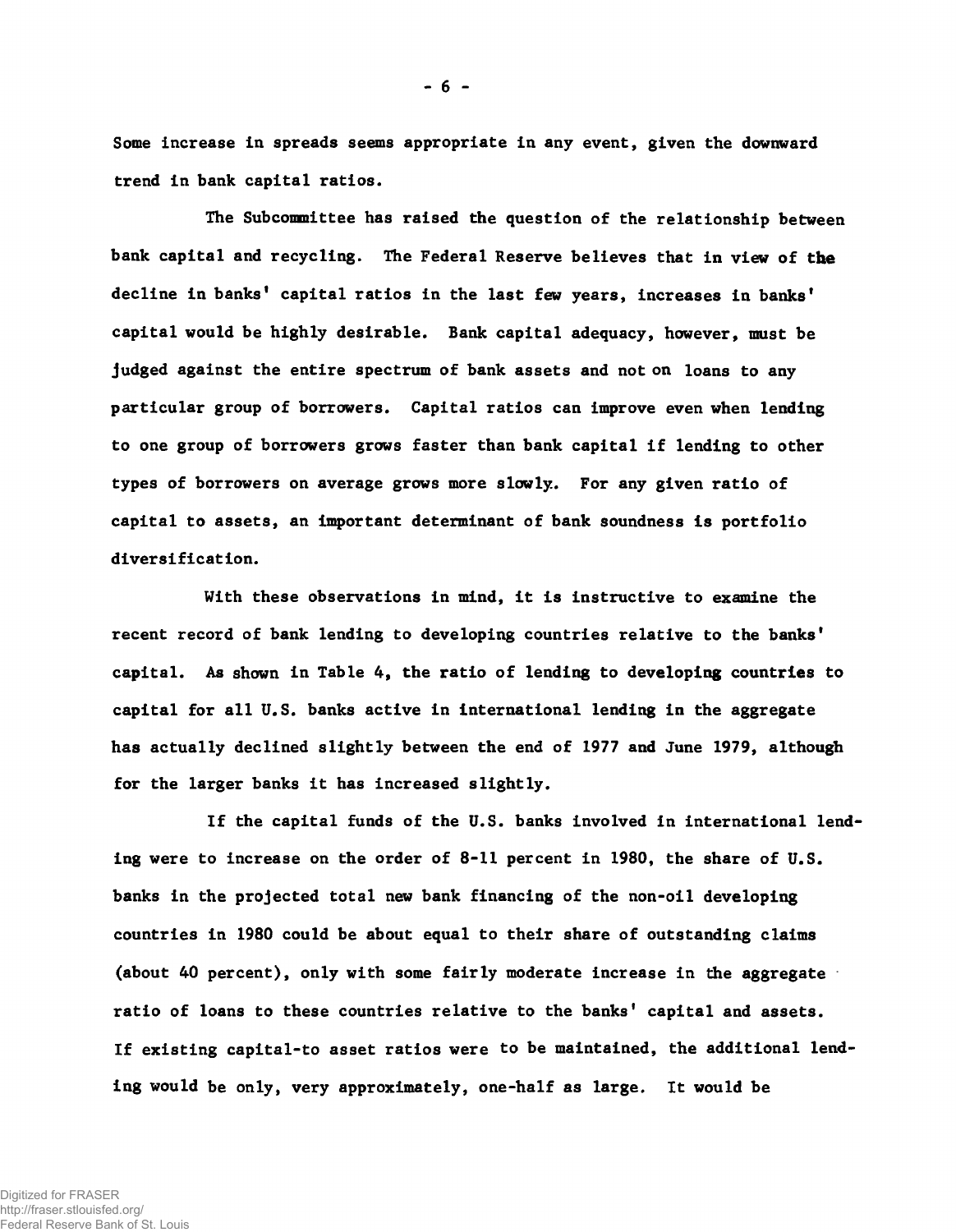Some increase in spreads seems appropriate in any event, given the downward trend in bank capital ratios.

The Subcommittee has raised the question of the relationship between bank capital and recycling. The Federal Reserve believes that in view of the decline in banks' capital ratios in the last few years, increases in banks' capital would be highly desirable. Bank capital adequacy, however, must be judged against the entire spectrum of bank assets and not on loans to any particular group of borrowers. Capital ratios can improve even when lending to one group of borrowers grows faster than bank capital if lending to other types of borrowers on average grows more slowly. For any given ratio of capital to assets, an important determinant of bank soundness is portfolio diversification.

With these observations in mind, it is instructive to examine the recent record of bank lending to developing countries relative to the banks' capital. As shown in Table 4, the ratio of lending to developing countries to capital for all U.S. banks active in international lending in the aggregate has actually declined slightly between the end of 1977 and June 1979, although for the larger banks it has increased slightly.

If the capital funds of the U.S. banks involved in international lending were to increase on the order of 8-11 percent in 1980, the share of U.S. banks in the projected total new bank financing of the non-oil developing countries in 1980 could be about equal to their share of outstanding claims (about 40 percent), only with some fairly moderate increase in the aggregate ratio of loans to these countries relative to the banks' capital and assets. If existing capital-to asset ratios were to be maintained, the additional lending would be only, very approximately, one-half as large. It would be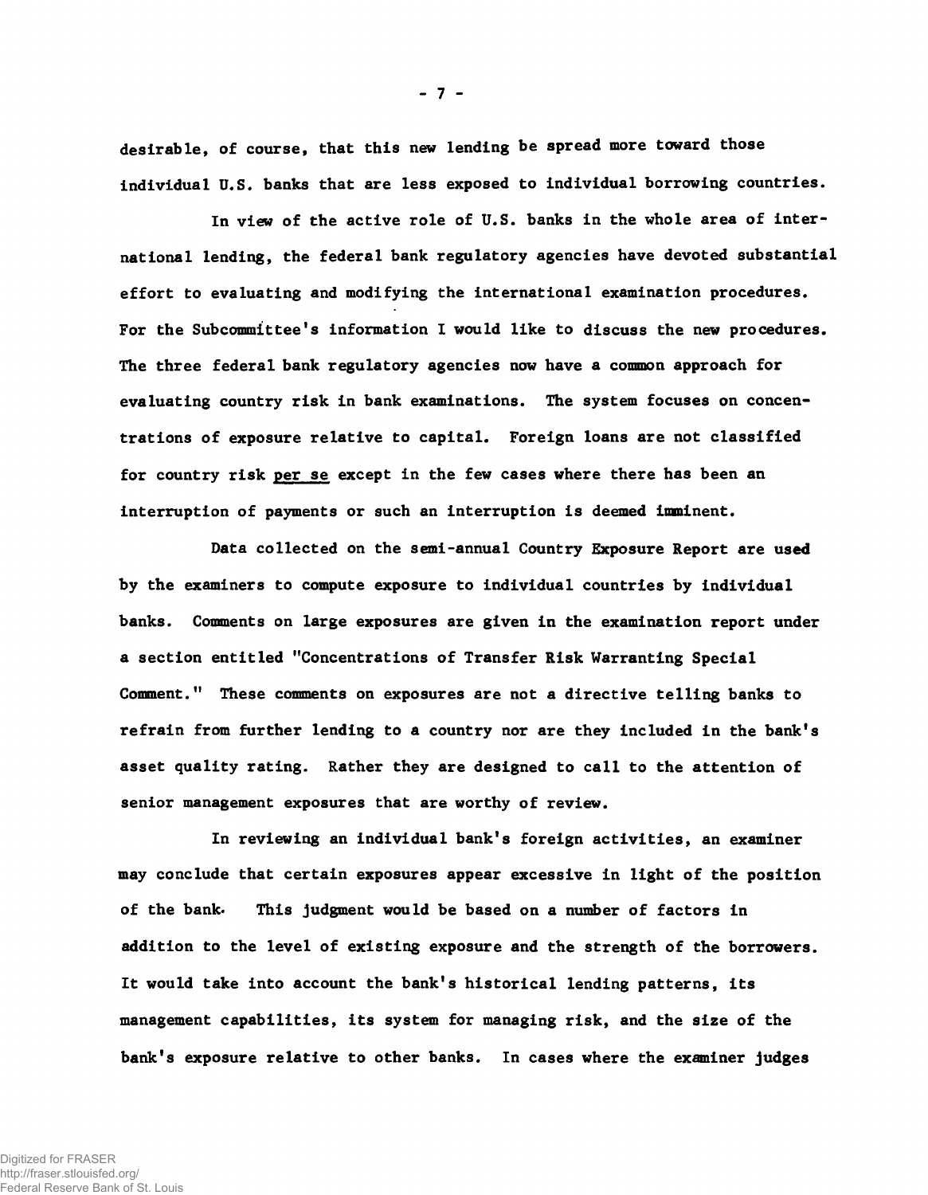desirable, of course, that this new lending be spread more toward those individual U.S. banks that are less exposed to individual borrowing countries.

In view of the active role of U.S. banks in the whole area of international lending, the federal bank regulatory agencies have devoted substantial effort to evaluating and modifying the international examination procedures. For the Subcommittee's information I would like to discuss the new procedures. The three federal bank regulatory agencies now have a common approach for evaluating country risk in bank examinations. The system focuses on concentrations of exposure relative to capital. Foreign loans are not classified for country risk *per se* except in the few cases where there has been an interruption of payments or such an interruption is deemed imminent.

Data collected on the semi-annual Country Exposure Report are used by the examiners to compute exposure to individual countries by individual banks. Comments on large exposures are given in the examination report under a section entitled "Concentrations of Transfer Risk Warranting Special Comment." These comments on exposures are not a directive telling banks to refrain from further lending to a country nor are they included in the bank's asset quality rating. Rather they are designed to call to the attention of senior management exposures that are worthy of review.

In reviewing an individual bank's foreign activities, an examiner may conclude that certain exposures appear excessive in light of the position of the bank. This judgment would be based on a number of factors in addition to the level of existing exposure and the strength of the borrowers. It would take into account the bank's historical lending patterns, its management capabilities, its system for managing risk, and the size of the bank's exposure relative to other banks. In cases where the examiner judges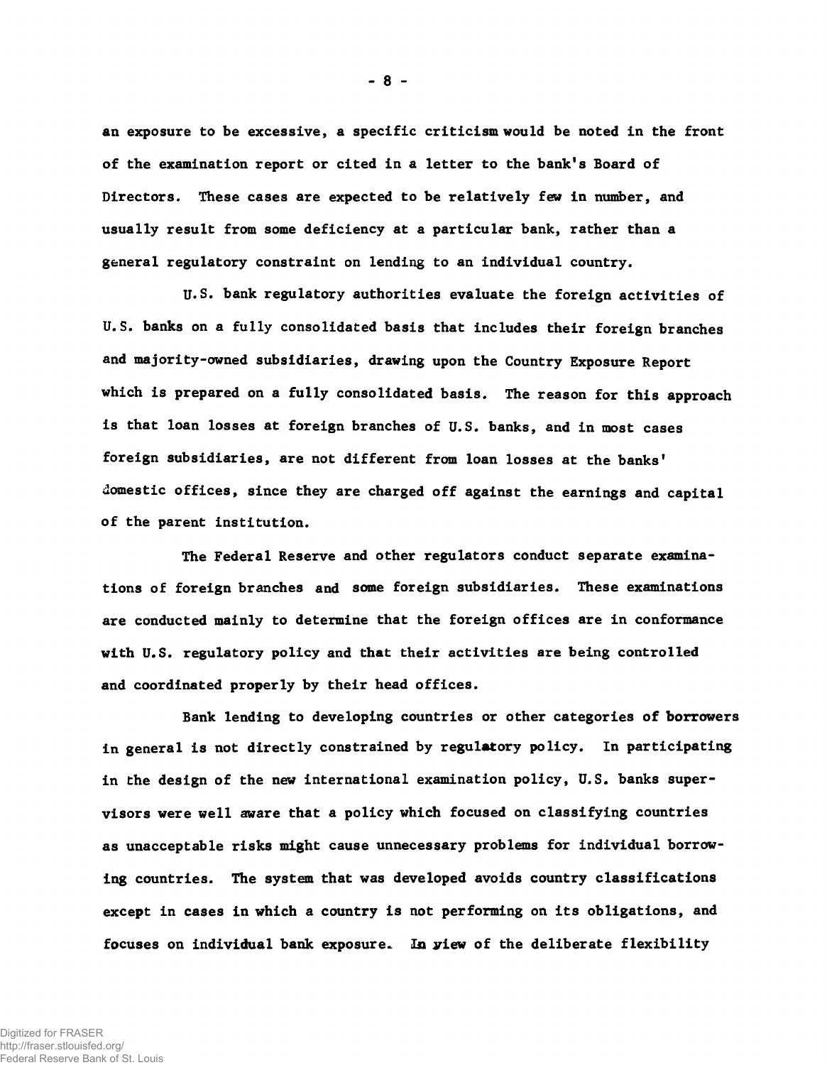an exposure to be excessive, a specific criticism would be noted in the front of the examination report or cited in a letter to the bank's Board of Directors. These cases are expected to be relatively few in number, and usually result from some deficiency at a particular bank, rather than a general regulatory constraint on lending to an individual country.

U.S. bank regulatory authorities evaluate the foreign activities of U.S. banks on a fully consolidated basis that includes their foreign branches and majority-owned subsidiaries, drawing upon the Country Exposure Report which is prepared on a fully consolidated basis. The reason for this approach is that loan losses at foreign branches of U.S. banks, and in most cases foreign subsidiaries, are not different from loan losses at the banks' domestic offices, since they are charged off against the earnings and capital of the parent institution.

The Federal Reserve and other regulators conduct separate examinations of foreign branches and some foreign subsidiaries. These examinations are conducted mainly to determine that the foreign offices are in conformance with U.S. regulatory policy and that their activities are being controlled and coordinated properly by their head offices.

Bank lending to developing countries or other categories of borrowers in general is not directly constrained by regulatory policy. In participating in the design of the new international examination policy, U.S. banks supervisors were well aware that a policy which focused on classifying countries as unacceptable risks might cause unnecessary problems for individual borrowing countries. The system that was developed avoids country classifications except in cases in which a country is not performing on its obligations, and focuses on individual bank exposure. In view of the deliberate flexibility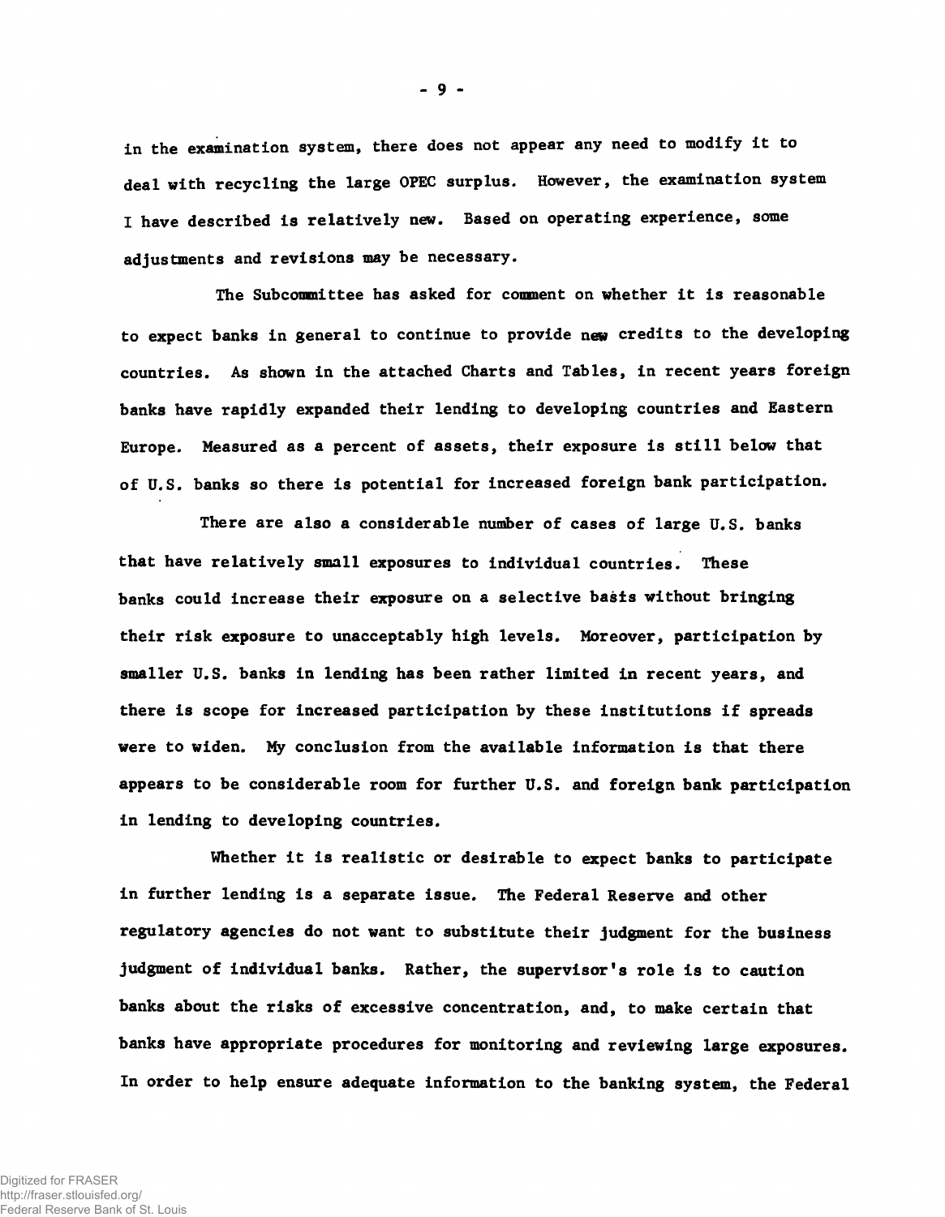in the examination system, there does not appear any need to modify it to deal with recycling the large OPEC surplus. However, the examination system I have described is relatively new. Based on operating experience, some adjustments and revisions may be necessary.

The Subcommittee has asked for comment on whether it is reasonable to expect banks in general to continue to provide new credits to the developing countries. As shown in the attached Charts and Tables, in recent years foreign banks have rapidly expanded their lending to developing countries and Eastern Europe. Measured as a percent of assets, their exposure is still below that of U.S. banks so there is potential for increased foreign bank participation.

There are also a considerable number of cases of large U.S. banks that have relatively small exposures to individual countries. These banks could increase their exposure on a selective basis without bringing their risk exposure to unacceptably high levels. Moreover, participation by smaller U.S. banks in lending has been rather limited in recent years, and there is scope for increased participation by these institutions if spreads were to widen. My conclusion from the available information is that there appears to be considerable room for further U.S. and foreign bank participation in lending to developing countries.

Whether it is realistic or desirable to expect banks to participate in further lending is a separate issue. The Federal Reserve and other regulatory agencies do not want to substitute their judgment for the business judgment of individual banks. Rather, the supervisor's role is to caution banks about the risks of excessive concentration, and, to make certain that banks have appropriate procedures for monitoring and reviewing large exposures. In order to help ensure adequate information to the banking system, the Federal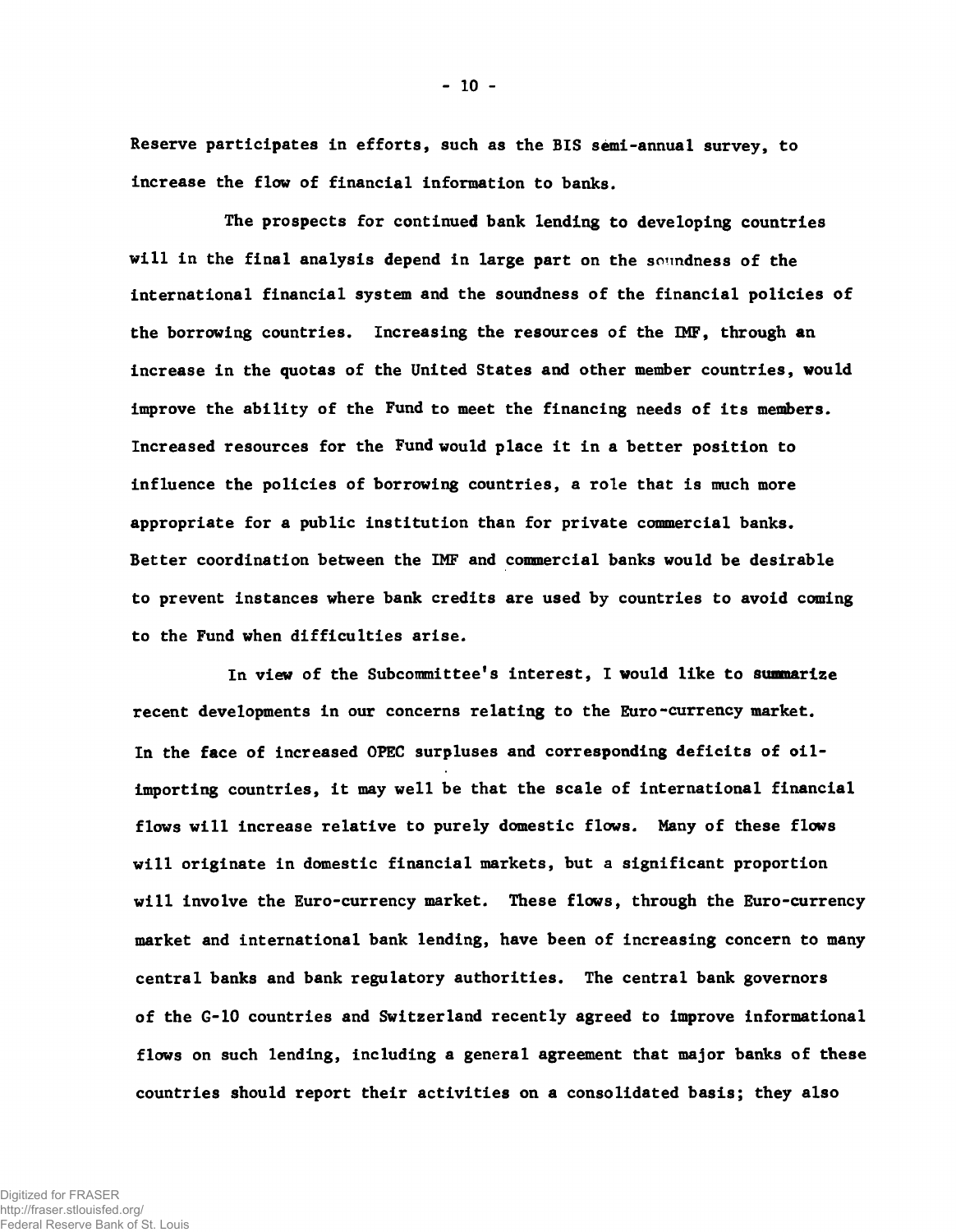Reserve participates in efforts, such as the BIS semi-annual survey, to increase the flow of financial information to banks.

The prospects for continued bank lending to developing countries will in the final analysis depend in large part on the soundness of the international financial system and the soundness of the financial policies of the borrowing countries. Increasing the resources of the IMF, through an increase in the quotas of the United States and other member countries, would improve the ability of the Fund to meet the financing needs of its members. Increased resources for the Fund would place it in a better position to influence the policies of borrowing countries, a role that is much more appropriate for a public institution than for private commercial banks. Better coordination between the IMF and commercial banks would be desirable to prevent instances where bank credits are used by countries to avoid coming to the Fund when difficulties arise.

In view of the Subcommittee's interest, I would like to summarize recent developments in our concerns relating to the Euro-currency market. In the face of increased OPEC surpluses and corresponding deficits of oil-importing countries, it may well be that the scale of international financial flows will increase relative to purely domestic flows. Many of these flows will originate in domestic financial markets, but a significant proportion will involve the Euro-currency market. These flows, through the Euro-currency market and international bank lending, have been of increasing concern to many central banks and bank regulatory authorities. The central bank governors of the G-10 countries and Switzerland recently agreed to improve informational flows on such lending, including a general agreement that major banks of these countries should report their activities on a consolidated basis; they also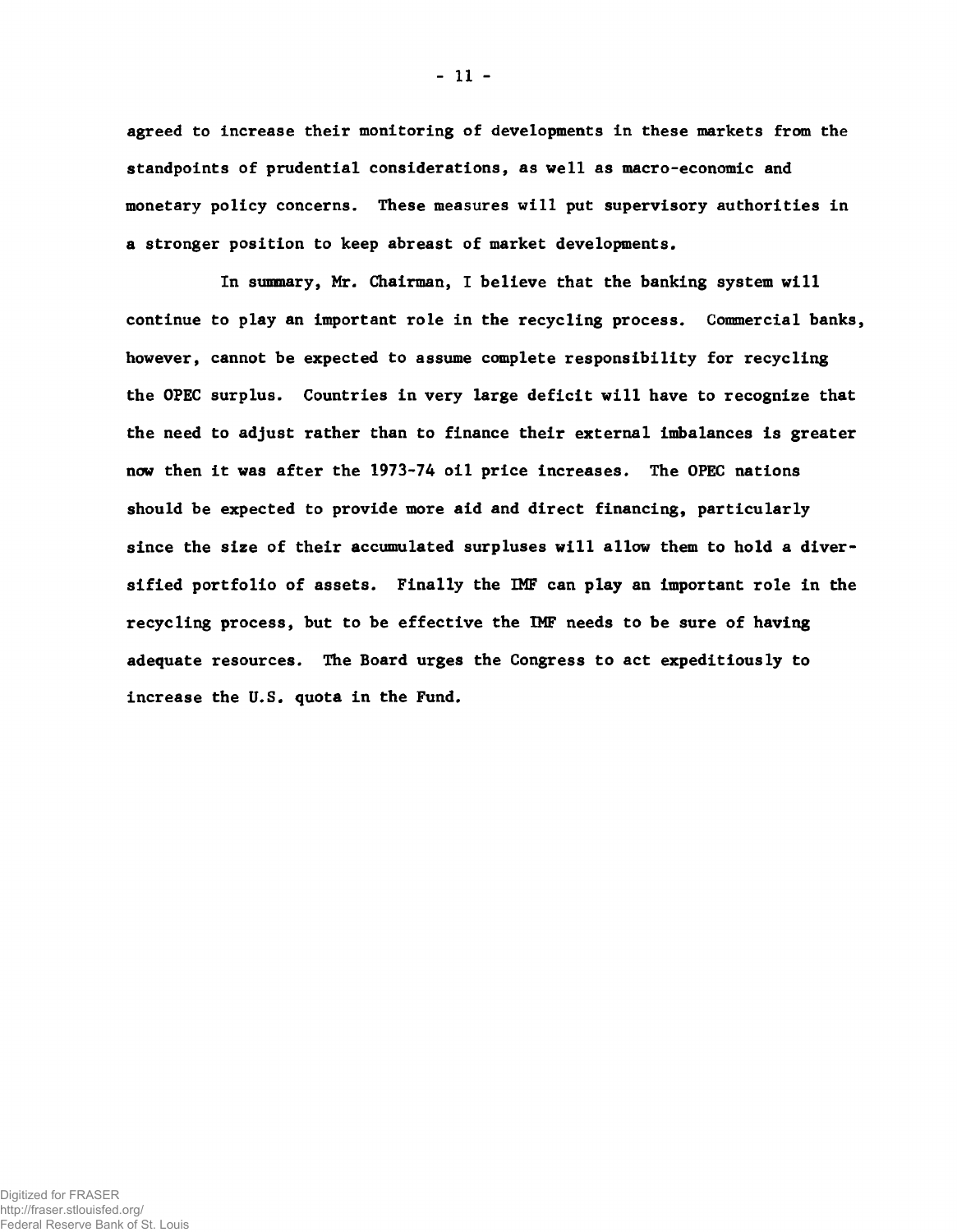agreed to increase their monitoring of developments in these markets from the standpoints of prudential considerations, as well as macro-economic and monetary policy concerns. These measures will put supervisory authorities in a stronger position to keep abreast of market developments.

In summary, Mr. Chairman, I believe that the banking system will continue to play an important role in the recycling process. Commercial banks, however, cannot be expected to assume complete responsibility for recycling the OPEC surplus. Countries in very large deficit will have to recognize that the need to adjust rather than to finance their external imbalances is greater now then it was after the 1973-74 oil price increases. The OPEC nations should be expected to provide more aid and direct financing, particularly since the size of their accumulated surpluses will allow them to hold a diversified portfolio of assets. Finally the IMF can play an important role in the recycling process, but to be effective the IMF needs to be sure of having adequate resources. The Board urges the Congress to act expeditiously to increase the U.S. quota in the Fund.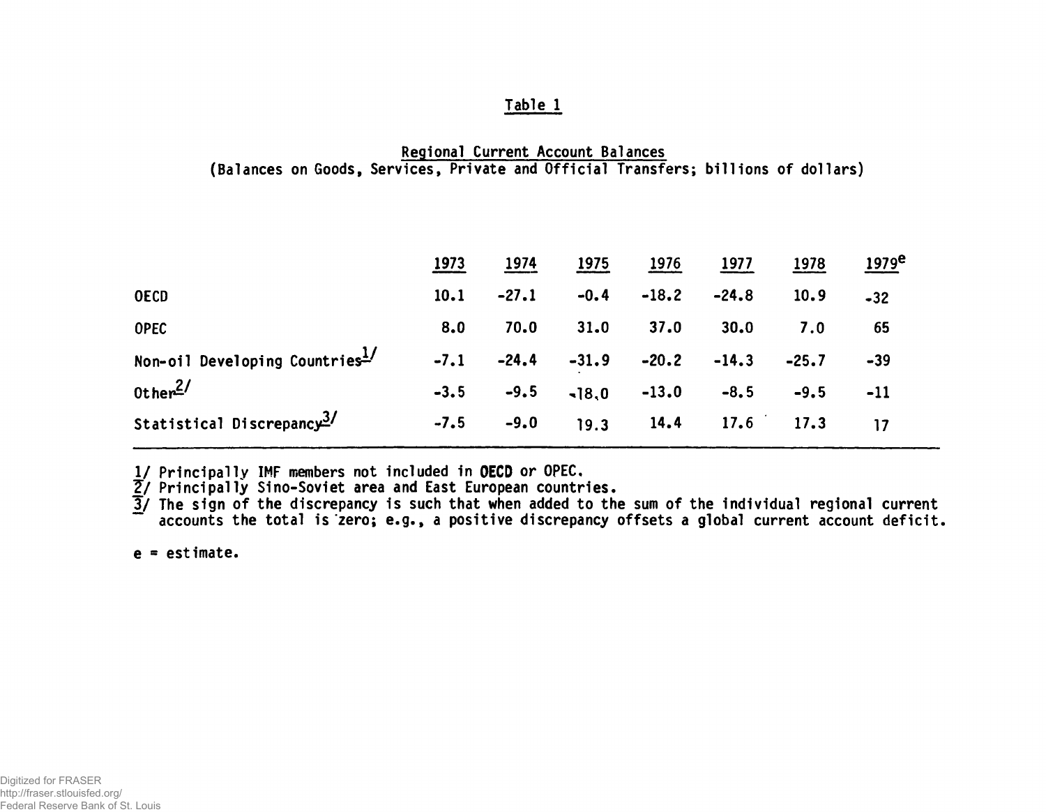# Table 1

## Regional Current Account Balances

(Balances on Goods, Services, Private and Official Transfers; billions of dollars)

| | 1973 | 1974 | 1975 | 1976 | 1977 | 1978 | 1979[e] |
|---|---|---|---|---|---|---|---|
| OECD | 10.1 | -27.1 | -0.4 | -18.2 | -24.8 | 10.9 | -32 |
| OPEC | 8.0 | 70.0 | 31.0 | 37.0 | 30.0 | 7.0 | 65 |
| Non-oil Developing Countries[1/] | -7.1 | -24.4 | -31.9 | -20.2 | -14.3 | -25.7 | -39 |
| Other[2/] | -3.5 | -9.5 | -18.0 | -13.0 | -8.5 | -9.5 | -11 |
| Statistical Discrepancy[3/] | -7.5 | -9.0 | 19.3 | 14.4 | 17.6 | 17.3 | 17 |

1/ Principally IMF members not included in OECD or OPEC.

2/ Principally Sino-Soviet area and East European countries.

3/ The sign of the discrepancy is such that when added to the sum of the individual regional current accounts the total is zero; e.g., a positive discrepancy offsets a global current account deficit.

e = estimate.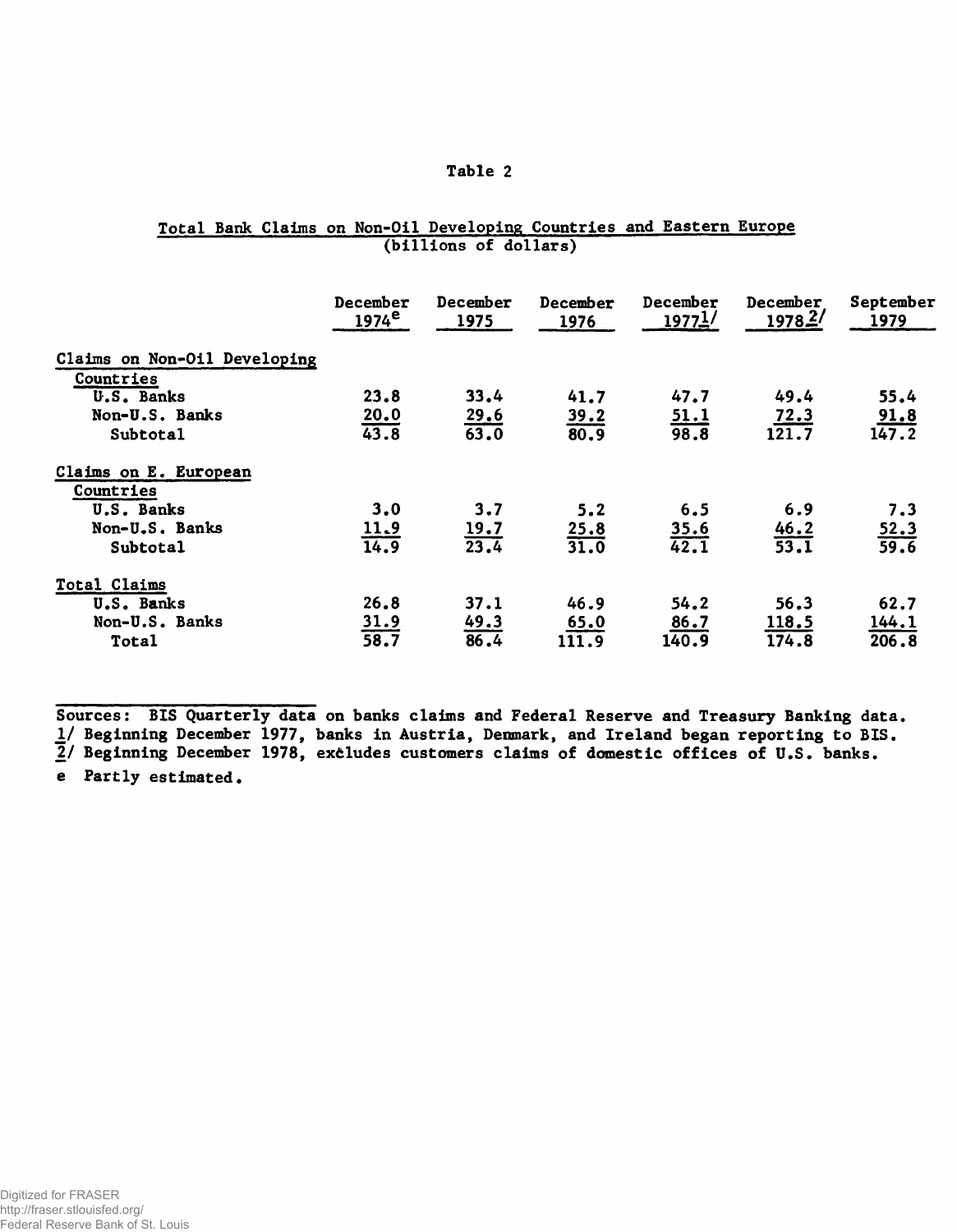Table 2

**Total Bank Claims on Non-Oil Developing Countries and Eastern Europe**
(billions of dollars)

| | December 1974[e] | December 1975 | December 1976 | December 1977[1/] | December 1978[2/] | September 1979 |
|---|---|---|---|---|---|---|
| Claims on Non-Oil Developing Countries | | | | | | |
| U.S. Banks | 23.8 | 33.4 | 41.7 | 47.7 | 49.4 | 55.4 |
| Non-U.S. Banks | 20.0 | 29.6 | 39.2 | 51.1 | 72.3 | 91.8 |
| Subtotal | 43.8 | 63.0 | 80.9 | 98.8 | 121.7 | 147.2 |
| Claims on E. European Countries | | | | | | |
| U.S. Banks | 3.0 | 3.7 | 5.2 | 6.5 | 6.9 | 7.3 |
| Non-U.S. Banks | 11.9 | 19.7 | 25.8 | 35.6 | 46.2 | 52.3 |
| Subtotal | 14.9 | 23.4 | 31.0 | 42.1 | 53.1 | 59.6 |
| Total Claims | | | | | | |
| U.S. Banks | 26.8 | 37.1 | 46.9 | 54.2 | 56.3 | 62.7 |
| Non-U.S. Banks | 31.9 | 49.3 | 65.0 | 86.7 | 118.5 | 144.1 |
| Total | 58.7 | 86.4 | 111.9 | 140.9 | 174.8 | 206.8 |

Sources: BIS Quarterly data on banks claims and Federal Reserve and Treasury Banking data.
1/ Beginning December 1977, banks in Austria, Denmark, and Ireland began reporting to BIS.
2/ Beginning December 1978, excludes customers claims of domestic offices of U.S. banks.
e Partly estimated.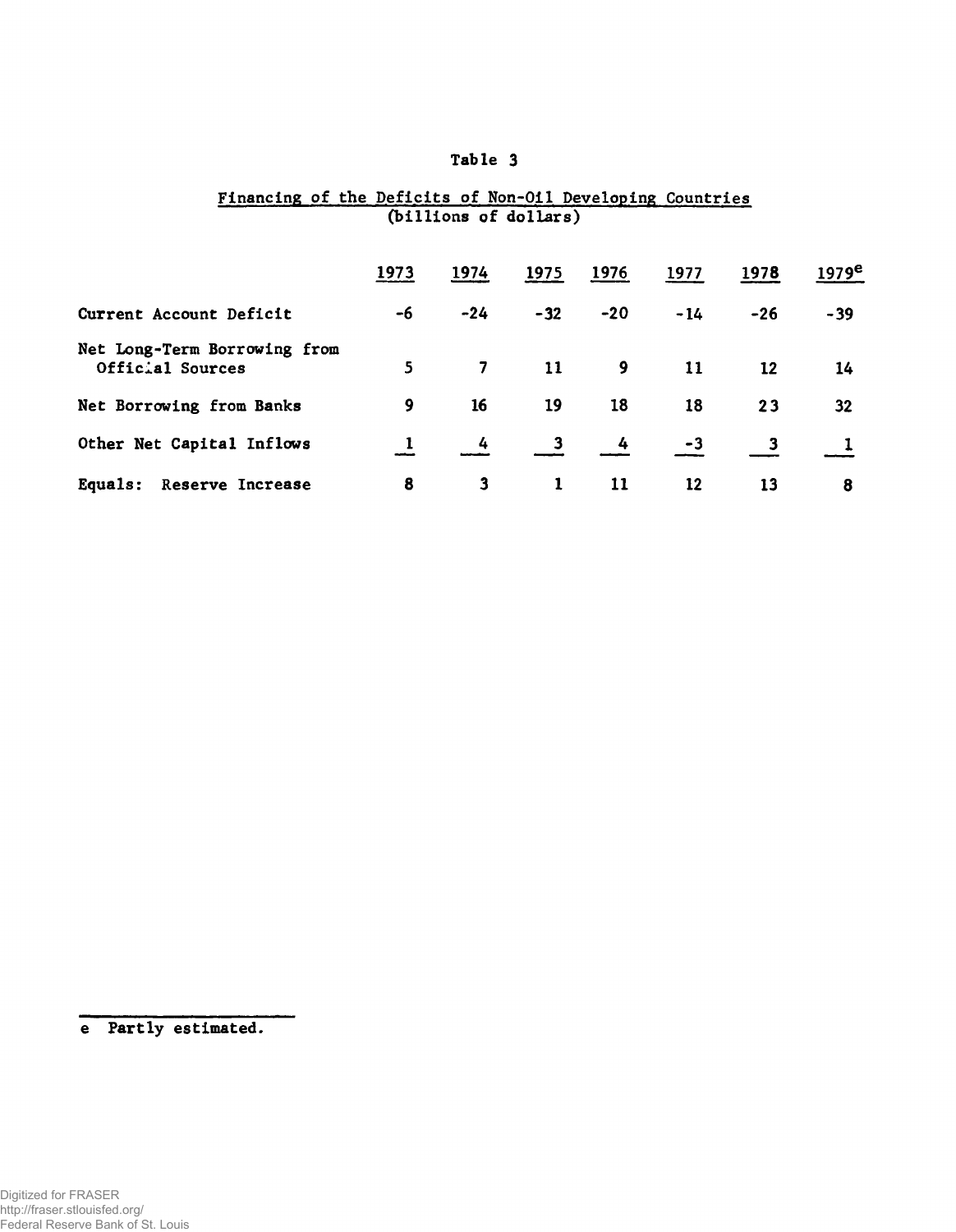# Table 3

## Financing of the Deficits of Non-Oil Developing Countries
(billions of dollars)

| | 1973 | 1974 | 1975 | 1976 | 1977 | 1978 | 1979[e] |
|---|---|---|---|---|---|---|---|
| Current Account Deficit | -6 | -24 | -32 | -20 | -14 | -26 | -39 |
| Net Long-Term Borrowing from Official Sources | 5 | 7 | 11 | 9 | 11 | 12 | 14 |
| Net Borrowing from Banks | 9 | 16 | 19 | 18 | 18 | 23 | 32 |
| Other Net Capital Inflows | 1 | 4 | 3 | 4 | -3 | 3 | 1 |
| Equals: Reserve Increase | 8 | 3 | 1 | 11 | 12 | 13 | 8 |

e Partly estimated.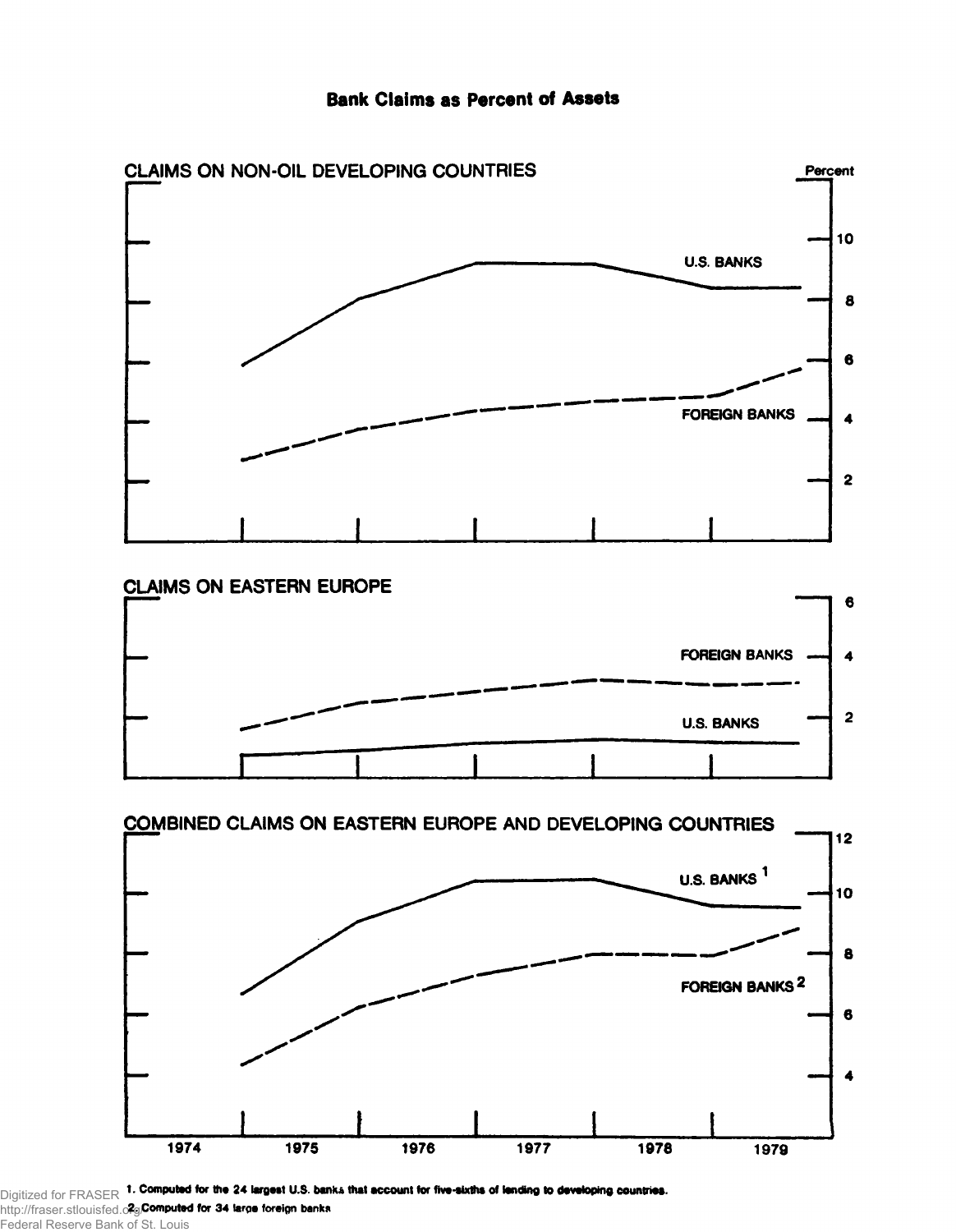## Bank Claims as Percent of Assets

CLAIMS ON NON-OIL DEVELOPING COUNTRIES

Percent

U.S. BANKS

FOREIGN BANKS

CLAIMS ON EASTERN EUROPE

FOREIGN BANKS

U.S. BANKS

COMBINED CLAIMS ON EASTERN EUROPE AND DEVELOPING COUNTRIES

U.S. BANKS [1]

FOREIGN BANKS [2]

1974 1975 1976 1977 1978 1979

1. Computed for the 24 largest U.S. banks that account for five-sixths of lending to developing countries.

2. Computed for 34 large foreign banks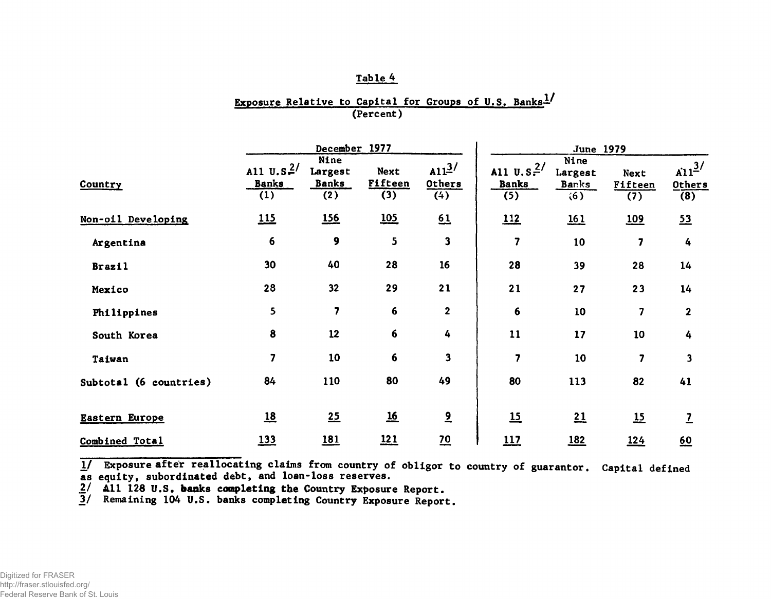# Table 4

## Exposure Relative to Capital for Groups of U.S. Banks[1/]

(Percent)

| Country | December 1977 | | | | June 1979 | | | |
|---|---|---|---|---|---|---|---|---|
| | All U.S.[2/] Banks (1) | Nine Largest Banks (2) | Next Fifteen (3) | All[3/] Others (4) | All U.S.[2/] Banks (5) | Nine Largest Banks (6) | Next Fifteen (7) | All[3/] Others (8) |
| Non-oil Developing | 115 | 156 | 105 | 61 | 112 | 161 | 109 | 53 |
| Argentina | 6 | 9 | 5 | 3 | 7 | 10 | 7 | 4 |
| Brazil | 30 | 40 | 28 | 16 | 28 | 39 | 28 | 14 |
| Mexico | 28 | 32 | 29 | 21 | 21 | 27 | 23 | 14 |
| Philippines | 5 | 7 | 6 | 2 | 6 | 10 | 7 | 2 |
| South Korea | 8 | 12 | 6 | 4 | 11 | 17 | 10 | 4 |
| Taiwan | 7 | 10 | 6 | 3 | 7 | 10 | 7 | 3 |
| Subtotal (6 countries) | 84 | 110 | 80 | 49 | 80 | 113 | 82 | 41 |
| Eastern Europe | 18 | 25 | 16 | 9 | 15 | 21 | 15 | 7 |
| Combined Total | 133 | 181 | 121 | 70 | 117 | 182 | 124 | 60 |

1/ Exposure after reallocating claims from country of obligor to country of guarantor. Capital defined as equity, subordinated debt, and loan-loss reserves.

2/ All 128 U.S. banks completing the Country Exposure Report.

3/ Remaining 104 U.S. banks completing Country Exposure Report.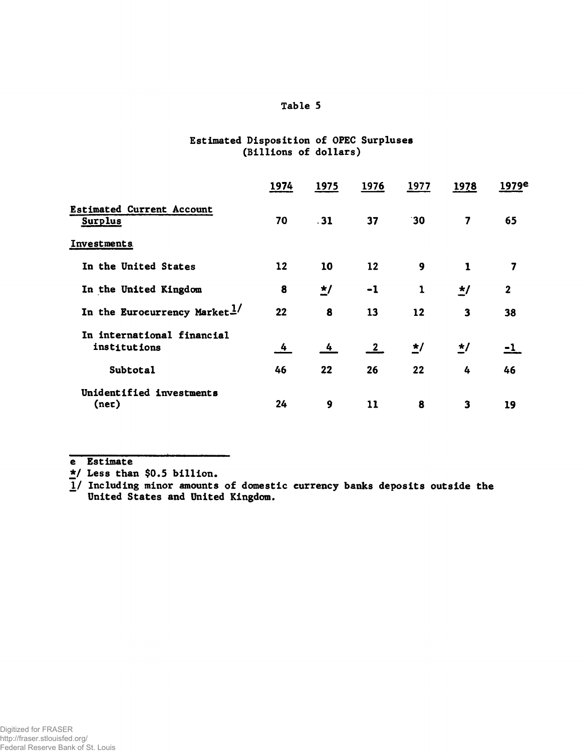Table 5

Estimated Disposition of OPEC Surpluses
(Billions of dollars)

| | 1974 | 1975 | 1976 | 1977 | 1978 | 1979e |
|---|---|---|---|---|---|---|
| Estimated Current Account Surplus | 70 | 31 | 37 | 30 | 7 | 65 |
| Investments | | | | | | |
| In the United States | 12 | 10 | 12 | 9 | 1 | 7 |
| In the United Kingdom | 8 | */ | -1 | 1 | */ | 2 |
| In the Eurocurrency Market 1/ | 22 | 8 | 13 | 12 | 3 | 38 |
| In international financial institutions | 4 | 4 | 2 | */ | */ | -1 |
| Subtotal | 46 | 22 | 26 | 22 | 4 | 46 |
| Unidentified investments (net) | 24 | 9 | 11 | 8 | 3 | 19 |

e Estimate

*/ Less than $0.5 billion.

1/ Including minor amounts of domestic currency banks deposits outside the United States and United Kingdom.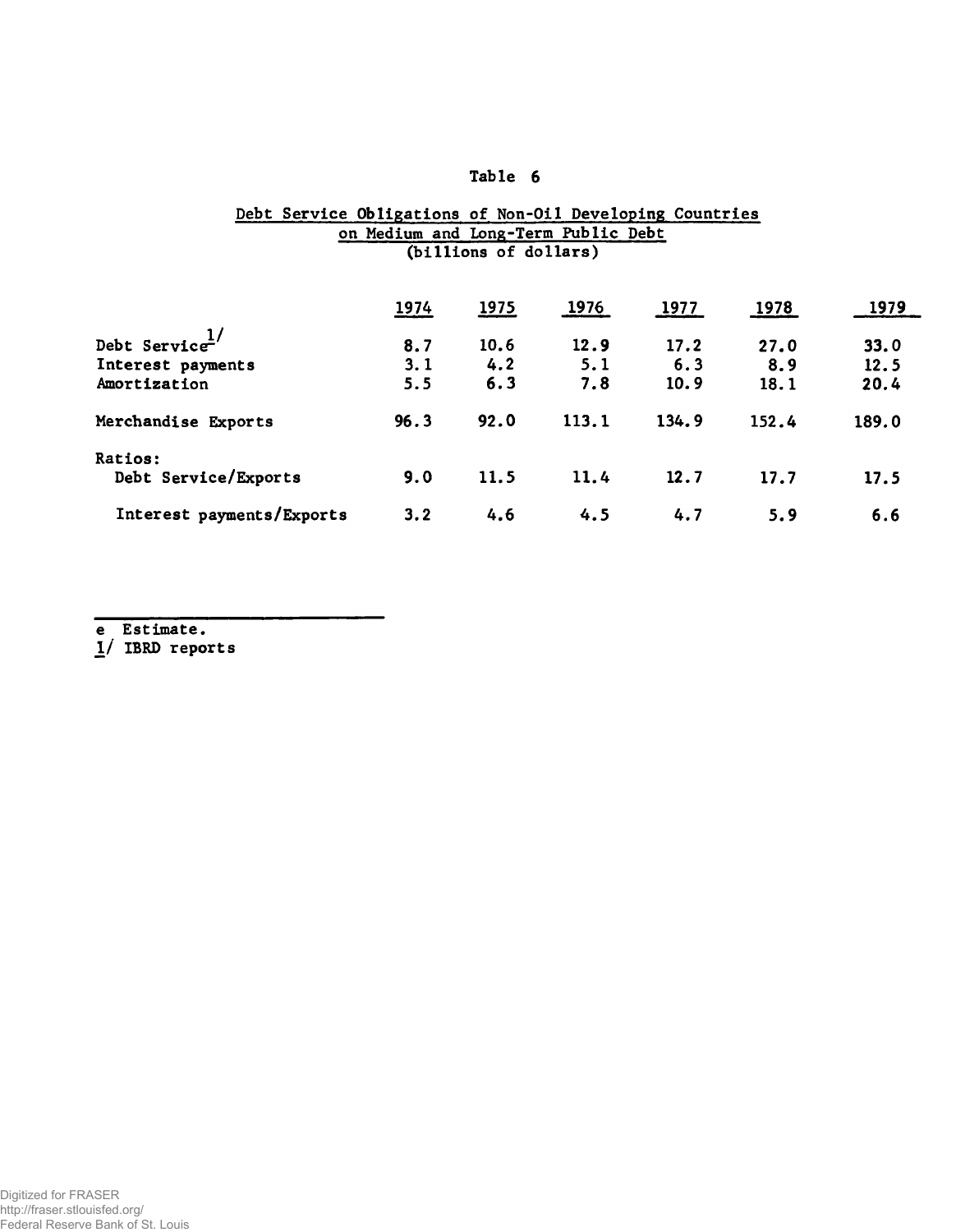# Table 6

## Debt Service Obligations of Non-Oil Developing Countries on Medium and Long-Term Public Debt
(billions of dollars)

| | 1974 | 1975 | 1976 | 1977 | 1978 | 1979 |
|---|---|---|---|---|---|---|
| Debt Service[1/] | 8.7 | 10.6 | 12.9 | 17.2 | 27.0 | 33.0 |
| Interest payments | 3.1 | 4.2 | 5.1 | 6.3 | 8.9 | 12.5 |
| Amortization | 5.5 | 6.3 | 7.8 | 10.9 | 18.1 | 20.4 |
| Merchandise Exports | 96.3 | 92.0 | 113.1 | 134.9 | 152.4 | 189.0 |
| Ratios: | | | | | | |
| Debt Service/Exports | 9.0 | 11.5 | 11.4 | 12.7 | 17.7 | 17.5 |
| Interest payments/Exports | 3.2 | 4.6 | 4.5 | 4.7 | 5.9 | 6.6 |

e Estimate.
1/ IBRD reports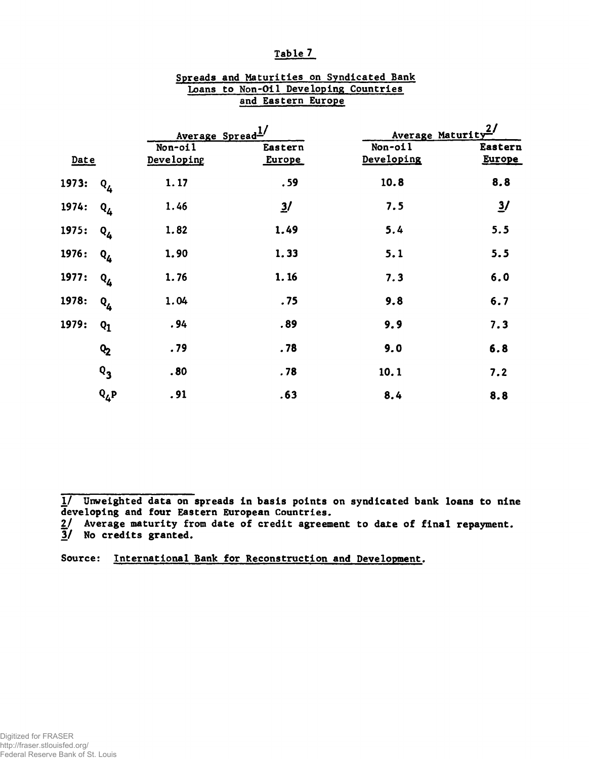Table 7

Spreads and Maturities on Syndicated Bank Loans to Non-Oil Developing Countries and Eastern Europe

| | | Average Spread[1/] | | Average Maturity[2/] | |
|---|---|---|---|---|---|
| Date | | Non-oil Developing | Eastern Europe | Non-oil Developing | Eastern Europe |
| 1973: | $Q_4$ | 1.17 | .59 | 10.8 | 8.8 |
| 1974: | $Q_4$ | 1.46 | 3/ | 7.5 | 3/ |
| 1975: | $Q_4$ | 1.82 | 1.49 | 5.4 | 5.5 |
| 1976: | $Q_4$ | 1.90 | 1.33 | 5.1 | 5.5 |
| 1977: | $Q_4$ | 1.76 | 1.16 | 7.3 | 6.0 |
| 1978: | $Q_4$ | 1.04 | .75 | 9.8 | 6.7 |
| 1979: | $Q_1$ | .94 | .89 | 9.9 | 7.3 |
| | $Q_2$ | .79 | .78 | 9.0 | 6.8 |
| | $Q_3$ | .80 | .78 | 10.1 | 7.2 |
| | $Q_4$p | .91 | .63 | 8.4 | 8.8 |

1/ Unweighted data on spreads in basis points on syndicated bank loans to nine developing and four Eastern European Countries.
2/ Average maturity from date of credit agreement to date of final repayment.
3/ No credits granted.

Source: International Bank for Reconstruction and Development.